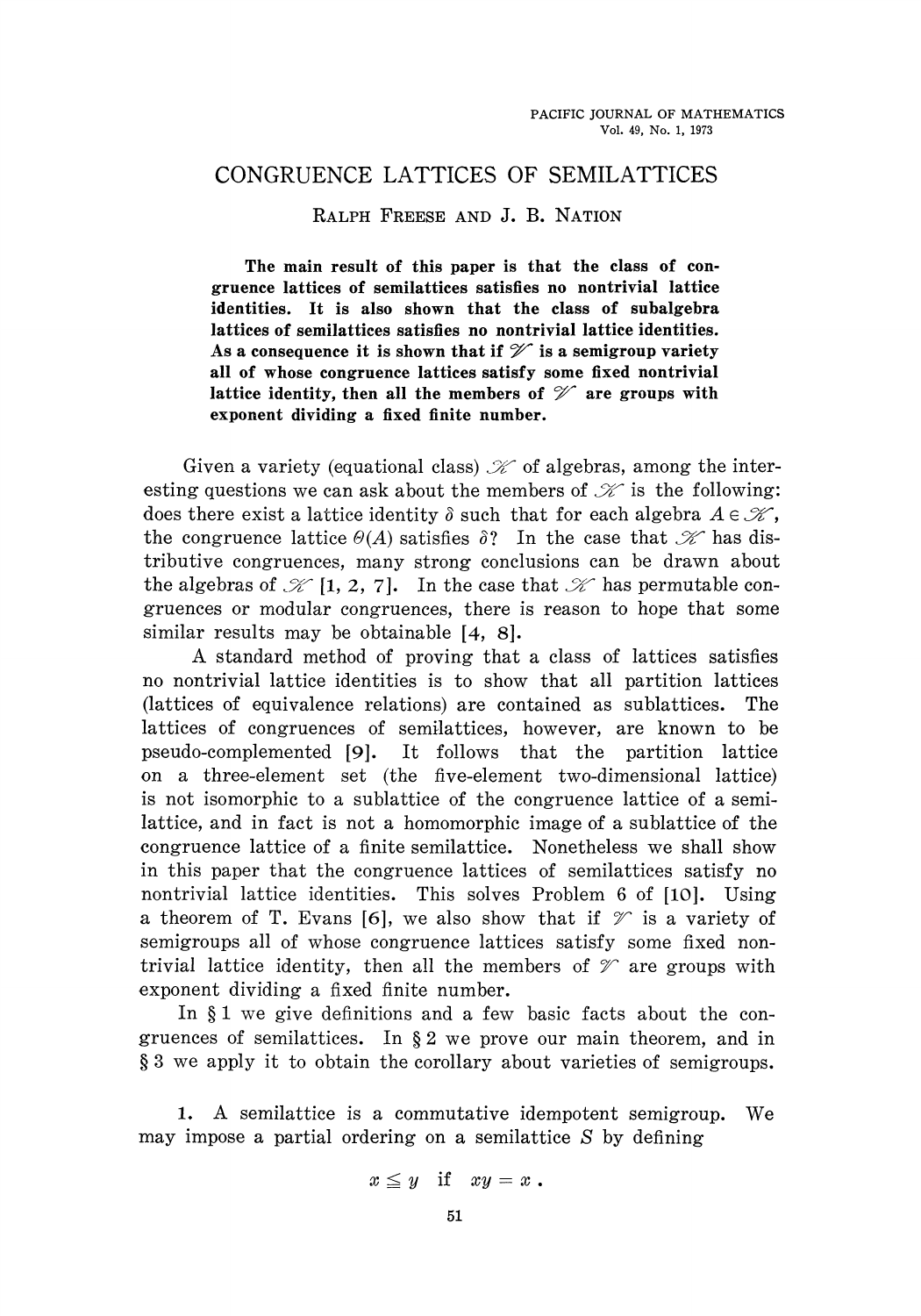# CONGRUENCE LATTICES OF SEMILATTICES

RALPH FREESE AND J. B. NATION

**The main result of this paper is that the class of congruence lattices of semilattices satisfies no nontrivial lattice identities. It is also shown that the class of subalgebra lattices of semilattices satisfies no nontrivial lattice identities. As a consequence it is shown that if $\mathscr{V}$ is a semigroup variety all of whose congruence lattices satisfy some fixed nontrivial lattice identity, then all the members of $\mathscr{V}$ are groups with exponent dividing a fixed finite number.**

Given a variety (equational class) $\mathscr{K}$ of algebras, among the interesting questions we can ask about the members of $\mathscr{K}$ is the following: does there exist a lattice identity $\delta$ such that for each algebra $A \in \mathscr{K}$, the congruence lattice $\Theta(A)$ satisfies $\delta$? In the case that $\mathscr{K}$ has distributive congruences, many strong conclusions can be drawn about the algebras of $\mathscr{K}$ [1, 2, 7]. In the case that $\mathscr{K}$ has permutable congruences or modular congruences, there is reason to hope that some similar results may be obtainable [4, 8].

A standard method of proving that a class of lattices satisfies no nontrivial lattice identities is to show that all partition lattices (lattices of equivalence relations) are contained as sublattices. The lattices of congruences of semilattices, however, are known to be pseudo-complemented [9]. It follows that the partition lattice on a three-element set (the five-element two-dimensional lattice) is not isomorphic to a sublattice of the congruence lattice of a semilattice, and in fact is not a homomorphic image of a sublattice of the congruence lattice of a finite semilattice. Nonetheless we shall show in this paper that the congruence lattices of semilattices satisfy no nontrivial lattice identities. This solves Problem 6 of [10]. Using a theorem of T. Evans [6], we also show that if $\mathscr{V}$ is a variety of semigroups all of whose congruence lattices satisfy some fixed nontrivial lattice identity, then all the members of $\mathscr{V}$ are groups with exponent dividing a fixed finite number.

In § 1 we give definitions and a few basic facts about the congruences of semilattices. In § 2 we prove our main theorem, and in § 3 we apply it to obtain the corollary about varieties of semigroups.

1. A semilattice is a commutative idempotent semigroup. We may impose a partial ordering on a semilattice $S$ by defining

$$x \leqq y \quad \text{if} \quad xy = x\ .$$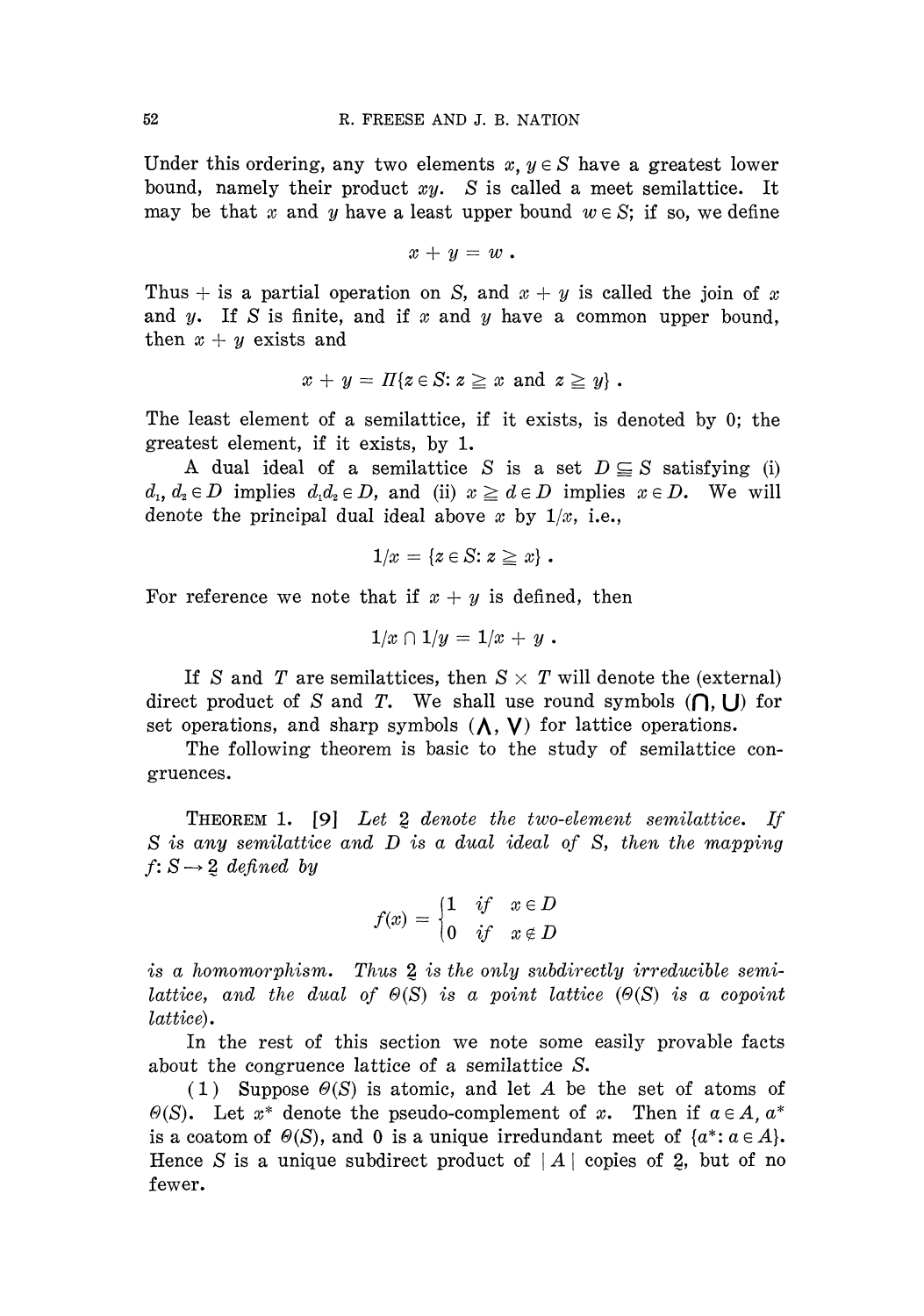Under this ordering, any two elements $x, y \in S$ have a greatest lower bound, namely their product $xy$. $S$ is called a meet semilattice. It may be that $x$ and $y$ have a least upper bound $w \in S$; if so, we define

$$x + y = w .$$

Thus $+$ is a partial operation on $S$, and $x + y$ is called the join of $x$ and $y$. If $S$ is finite, and if $x$ and $y$ have a common upper bound, then $x + y$ exists and

$$x + y = \Pi\{z \in S: z \geqq x \text{ and } z \geqq y\} .$$

The least element of a semilattice, if it exists, is denoted by 0; the greatest element, if it exists, by 1.

A dual ideal of a semilattice $S$ is a set $D \subseteq S$ satisfying (i) $d_1, d_2 \in D$ implies $d_1 d_2 \in D$, and (ii) $x \geqq d \in D$ implies $x \in D$. We will denote the principal dual ideal above $x$ by $1/x$, i.e.,

$$1/x = \{z \in S: z \geqq x\} .$$

For reference we note that if $x + y$ is defined, then

$$1/x \cap 1/y = 1/x + y .$$

If $S$ and $T$ are semilattices, then $S \times T$ will denote the (external) direct product of $S$ and $T$. We shall use round symbols ($\bigcap$, $\bigcup$) for set operations, and sharp symbols ($\bigwedge$, $\bigvee$) for lattice operations.

The following theorem is basic to the study of semilattice congruences.

THEOREM 1. [9] *Let $\underset{\sim}{2}$ denote the two-element semilattice. If $S$ is any semilattice and $D$ is a dual ideal of $S$, then the mapping $f: S \rightarrow \underset{\sim}{2}$ defined by*

$$f(x) = \begin{cases} 1 & \text{if} \quad x \in D \\ 0 & \text{if} \quad x \notin D \end{cases}$$

*is a homomorphism. Thus $\underset{\sim}{2}$ is the only subdirectly irreducible semilattice, and the dual of $\Theta(S)$ is a point lattice ($\Theta(S)$ is a copoint lattice).*

In the rest of this section we note some easily provable facts about the congruence lattice of a semilattice $S$.

(1) Suppose $\Theta(S)$ is atomic, and let $A$ be the set of atoms of $\Theta(S)$. Let $x^*$ denote the pseudo-complement of $x$. Then if $a \in A$, $a^*$ is a coatom of $\Theta(S)$, and 0 is a unique irredundant meet of $\{a^*: a \in A\}$. Hence $S$ is a unique subdirect product of $|A|$ copies of $\underset{\sim}{2}$, but of no fewer.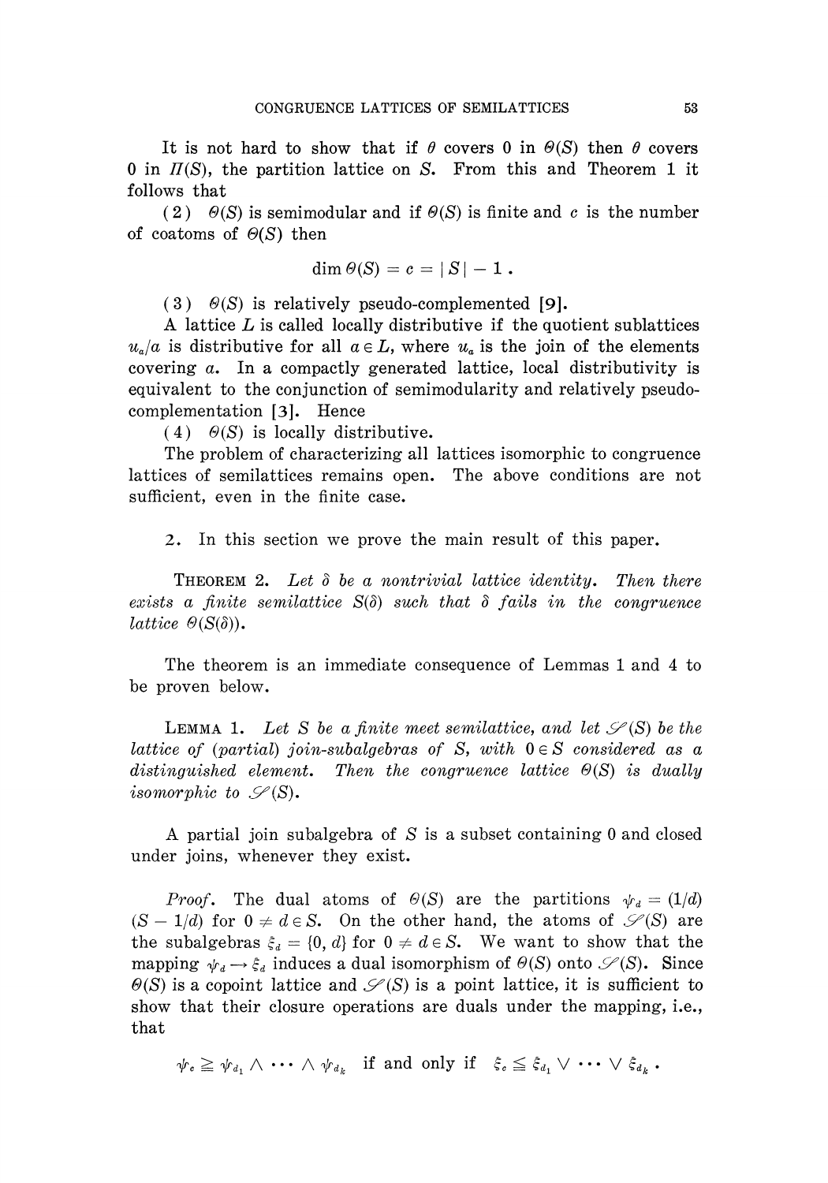It is not hard to show that if $\theta$ covers 0 in $\Theta(S)$ then $\theta$ covers 0 in $\Pi(S)$, the partition lattice on $S$. From this and Theorem 1 it follows that

(2) $\Theta(S)$ is semimodular and if $\Theta(S)$ is finite and $c$ is the number of coatoms of $\Theta(S)$ then

$$\dim \Theta(S) = c = |S| - 1 .$$

(3) $\Theta(S)$ is relatively pseudo-complemented [9].

A lattice $L$ is called locally distributive if the quotient sublattices $u_a/a$ is distributive for all $a \in L$, where $u_a$ is the join of the elements covering $a$. In a compactly generated lattice, local distributivity is equivalent to the conjunction of semimodularity and relatively pseudo-complementation [3]. Hence

(4) $\Theta(S)$ is locally distributive.

The problem of characterizing all lattices isomorphic to congruence lattices of semilattices remains open. The above conditions are not sufficient, even in the finite case.

2. In this section we prove the main result of this paper.

THEOREM 2. *Let $\delta$ be a nontrivial lattice identity. Then there exists a finite semilattice $S(\delta)$ such that $\delta$ fails in the congruence lattice $\Theta(S(\delta))$.*

The theorem is an immediate consequence of Lemmas 1 and 4 to be proven below.

LEMMA 1. *Let $S$ be a finite meet semilattice, and let $\mathscr{S}(S)$ be the lattice of (partial) join-subalgebras of $S$, with $0 \in S$ considered as a distinguished element. Then the congruence lattice $\Theta(S)$ is dually isomorphic to $\mathscr{S}(S)$.*

A partial join subalgebra of $S$ is a subset containing 0 and closed under joins, whenever they exist.

*Proof.* The dual atoms of $\Theta(S)$ are the partitions $\psi_d = (1/d)$ $(S - 1/d)$ for $0 \neq d \in S$. On the other hand, the atoms of $\mathscr{S}(S)$ are the subalgebras $\xi_d = \{0, d\}$ for $0 \neq d \in S$. We want to show that the mapping $\psi_d \to \xi_d$ induces a dual isomorphism of $\Theta(S)$ onto $\mathscr{S}(S)$. Since $\Theta(S)$ is a copoint lattice and $\mathscr{S}(S)$ is a point lattice, it is sufficient to show that their closure operations are duals under the mapping, i.e., that

$$\psi_c \geqq \psi_{d_1} \wedge \cdots \wedge \psi_{d_k} \quad \text{if and only if} \quad \xi_c \leqq \xi_{d_1} \vee \cdots \vee \xi_{d_k} .$$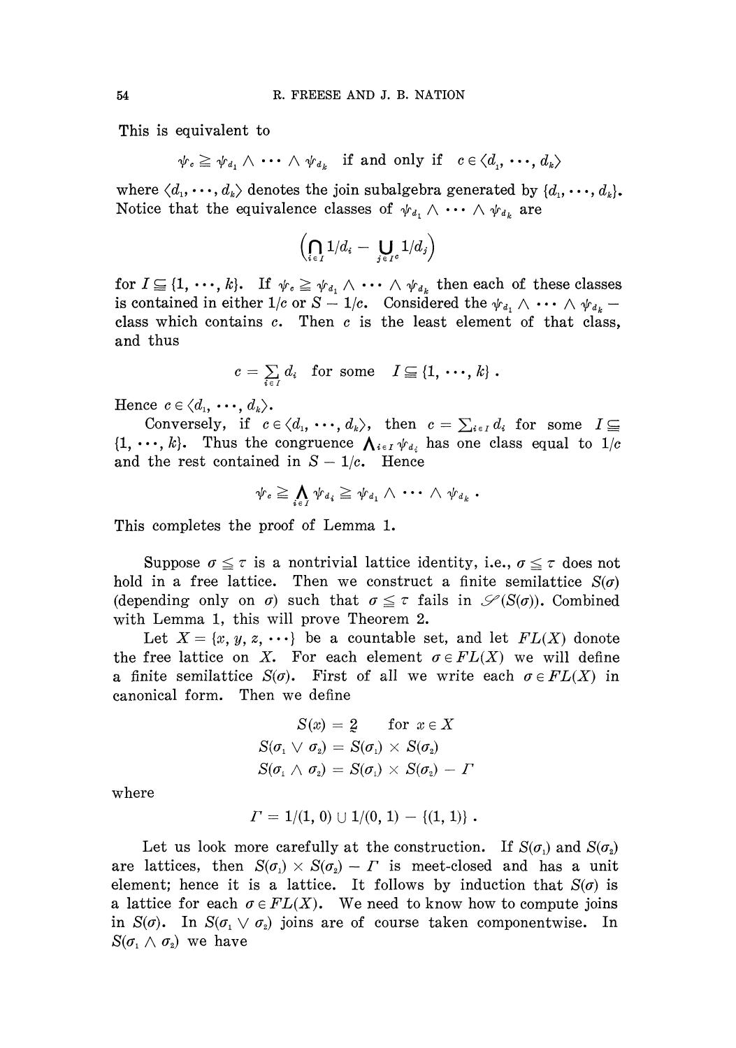This is equivalent to

$$\psi_c \geqq \psi_{d_1} \wedge \cdots \wedge \psi_{d_k} \quad \text{if and only if} \quad c \in \langle d_1, \cdots, d_k \rangle$$

where $\langle d_1, \cdots, d_k \rangle$ denotes the join subalgebra generated by $\{d_1, \cdots, d_k\}$. Notice that the equivalence classes of $\psi_{d_1} \wedge \cdots \wedge \psi_{d_k}$ are

$$\left( \bigcap_{i \in I} 1/d_i - \bigcup_{j \in I^c} 1/d_j \right)$$

for $I \subseteqq \{1, \cdots, k\}$. If $\psi_c \geqq \psi_{d_1} \wedge \cdots \wedge \psi_{d_k}$ then each of these classes is contained in either $1/c$ or $S - 1/c$. Considered the $\psi_{d_1} \wedge \cdots \wedge \psi_{d_k}$ — class which contains $c$. Then $c$ is the least element of that class, and thus

$$c = \sum_{i \in I} d_i \quad \text{for some} \quad I \subseteqq \{1, \cdots, k\} .$$

Hence $c \in \langle d_1, \cdots, d_k \rangle$.

Conversely, if $c \in \langle d_1, \cdots, d_k \rangle$, then $c = \sum_{i \in I} d_i$ for some $I \subseteqq \{1, \cdots, k\}$. Thus the congruence $\bigwedge_{i \in I} \psi_{d_i}$ has one class equal to $1/c$ and the rest contained in $S - 1/c$. Hence

$$\psi_c \geqq \bigwedge_{i \in I} \psi_{d_i} \geqq \psi_{d_1} \wedge \cdots \wedge \psi_{d_k} .$$

This completes the proof of Lemma 1.

Suppose $\sigma \leqq \tau$ is a nontrivial lattice identity, i.e., $\sigma \leqq \tau$ does not hold in a free lattice. Then we construct a finite semilattice $S(\sigma)$ (depending only on $\sigma$) such that $\sigma \leqq \tau$ fails in $\mathscr{S}(S(\sigma))$. Combined with Lemma 1, this will prove Theorem 2.

Let $X = \{x, y, z, \cdots\}$ be a countable set, and let $FL(X)$ donote the free lattice on $X$. For each element $\sigma \in FL(X)$ we will define a finite semilattice $S(\sigma)$. First of all we write each $\sigma \in FL(X)$ in canonical form. Then we define

$$\begin{aligned} S(x) &= \underset{\sim}{2} \qquad \text{for } x \in X \\ S(\sigma_1 \vee \sigma_2) &= S(\sigma_1) \times S(\sigma_2) \\ S(\sigma_1 \wedge \sigma_2) &= S(\sigma_1) \times S(\sigma_2) - \Gamma \end{aligned}$$

where

$$\Gamma = 1/(1, 0) \cup 1/(0, 1) - \{(1, 1)\} .$$

Let us look more carefully at the construction. If $S(\sigma_1)$ and $S(\sigma_2)$ are lattices, then $S(\sigma_1) \times S(\sigma_2) - \Gamma$ is meet-closed and has a unit element; hence it is a lattice. It follows by induction that $S(\sigma)$ is a lattice for each $\sigma \in FL(X)$. We need to know how to compute joins in $S(\sigma)$. In $S(\sigma_1 \vee \sigma_2)$ joins are of course taken componentwise. In $S(\sigma_1 \wedge \sigma_2)$ we have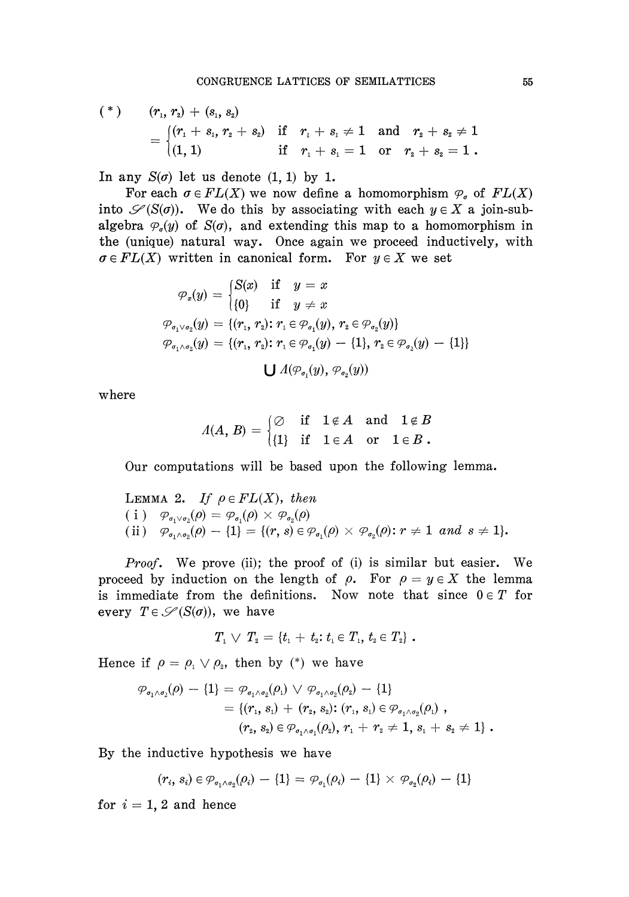$$(*) \quad (r_1, r_2) + (s_1, s_2) = \begin{cases} (r_1 + s_1, r_2 + s_2) & \text{if} \quad r_1 + s_1 \neq 1 \quad \text{and} \quad r_2 + s_2 \neq 1 \\ (1, 1) & \text{if} \quad r_1 + s_1 = 1 \quad \text{or} \quad r_2 + s_2 = 1 \, . \end{cases}$$

In any $S(\sigma)$ let us denote $(1, 1)$ by 1.

For each $\sigma \in FL(X)$ we now define a homomorphism $\varphi_\sigma$ of $FL(X)$ into $\mathscr{S}(S(\sigma))$. We do this by associating with each $y \in X$ a join-subalgebra $\varphi_\sigma(y)$ of $S(\sigma)$, and extending this map to a homomorphism in the (unique) natural way. Once again we proceed inductively, with $\sigma \in FL(X)$ written in canonical form. For $y \in X$ we set

$$\varphi_x(y) = \begin{cases} S(x) & \text{if} \quad y = x \\ \{0\} & \text{if} \quad y \neq x \end{cases}$$

$$\varphi_{\sigma_1 \vee \sigma_2}(y) = \{(r_1, r_2) \colon r_1 \in \varphi_{\sigma_1}(y), \, r_2 \in \varphi_{\sigma_2}(y)\}$$

$$\varphi_{\sigma_1 \wedge \sigma_2}(y) = \{(r_1, r_2) \colon r_1 \in \varphi_{\sigma_1}(y) - \{1\}, \, r_2 \in \varphi_{\sigma_2}(y) - \{1\}\} \cup \Lambda(\varphi_{\sigma_1}(y), \varphi_{\sigma_2}(y))$$

where

$$\Lambda(A, B) = \begin{cases} \varnothing & \text{if} \quad 1 \notin A \quad \text{and} \quad 1 \notin B \\ \{1\} & \text{if} \quad 1 \in A \quad \text{or} \quad 1 \in B \, . \end{cases}$$

Our computations will be based upon the following lemma.

LEMMA 2. *If $\rho \in FL(X)$, then*
(i) $\varphi_{\sigma_1 \vee \sigma_2}(\rho) = \varphi_{\sigma_1}(\rho) \times \varphi_{\sigma_2}(\rho)$
(ii) $\varphi_{\sigma_1 \wedge \sigma_2}(\rho) - \{1\} = \{(r, s) \in \varphi_{\sigma_1}(\rho) \times \varphi_{\sigma_2}(\rho) \colon r \neq 1$ *and* $s \neq 1\}$.

*Proof.* We prove (ii); the proof of (i) is similar but easier. We proceed by induction on the length of $\rho$. For $\rho = y \in X$ the lemma is immediate from the definitions. Now note that since $0 \in T$ for every $T \in \mathscr{S}(S(\sigma))$, we have

$$T_1 \vee T_2 = \{t_1 + t_2 \colon t_1 \in T_1, \, t_2 \in T_2\} \, .$$

Hence if $\rho = \rho_1 \vee \rho_2$, then by (*) we have

$$\begin{aligned} \varphi_{\sigma_1 \wedge \sigma_2}(\rho) - \{1\} &= \varphi_{\sigma_1 \wedge \sigma_2}(\rho_1) \vee \varphi_{\sigma_1 \wedge \sigma_2}(\rho_2) - \{1\} \\ &= \{(r_1, s_1) + (r_2, s_2) \colon (r_1, s_1) \in \varphi_{\sigma_1 \wedge \sigma_2}(\rho_1) \, , \\ &\qquad (r_2, s_2) \in \varphi_{\sigma_1 \wedge \sigma_2}(\rho_2), \, r_1 + r_2 \neq 1, \, s_1 + s_2 \neq 1\} \, . \end{aligned}$$

By the inductive hypothesis we have

$$(r_i, s_i) \in \varphi_{\sigma_1 \wedge \sigma_2}(\rho_i) - \{1\} = \varphi_{\sigma_1}(\rho_i) - \{1\} \times \varphi_{\sigma_2}(\rho_i) - \{1\}$$

for $i = 1, 2$ and hence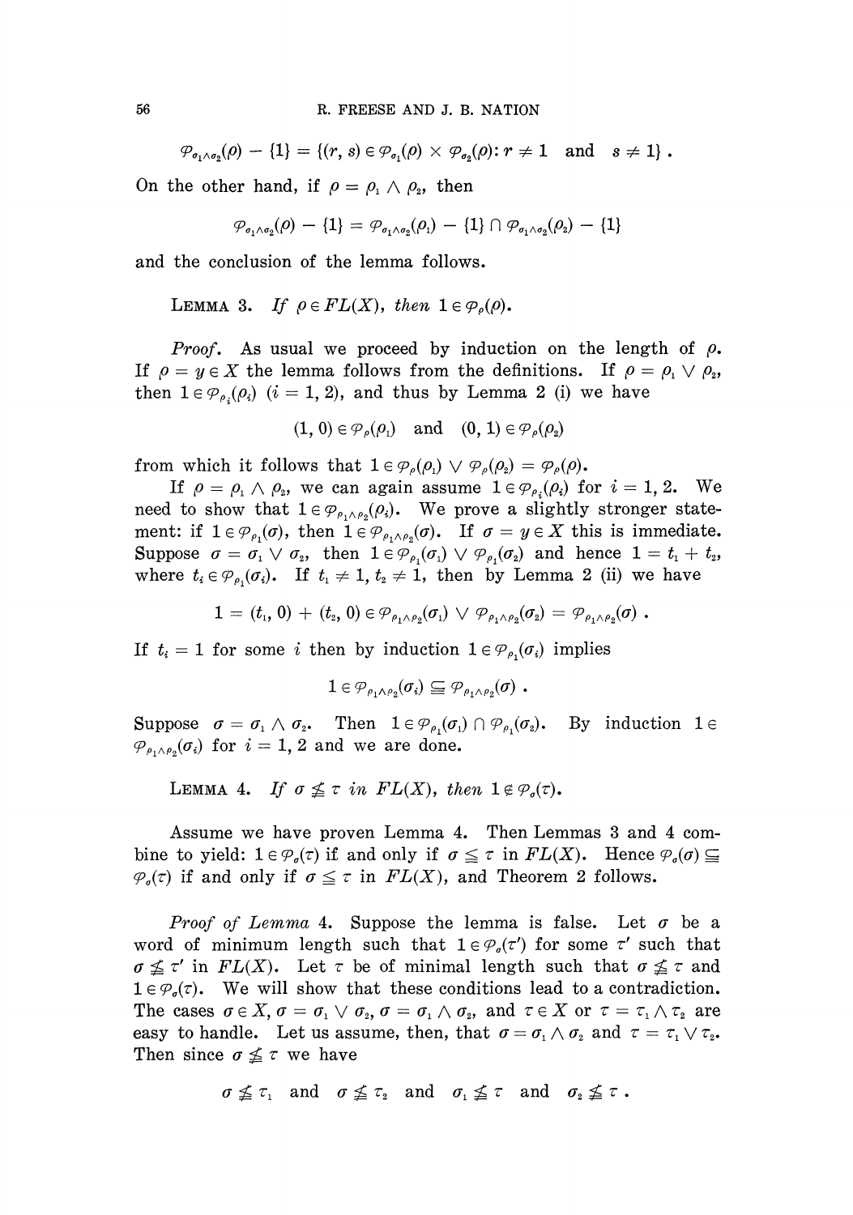$$\varphi_{\sigma_1 \wedge \sigma_2}(\rho) - \{1\} = \{(r, s) \in \varphi_{\sigma_1}(\rho) \times \varphi_{\sigma_2}(\rho) : r \neq 1 \quad \text{and} \quad s \neq 1\} .$$

On the other hand, if $\rho = \rho_1 \wedge \rho_2$, then

$$\varphi_{\sigma_1 \wedge \sigma_2}(\rho) - \{1\} = \varphi_{\sigma_1 \wedge \sigma_2}(\rho_1) - \{1\} \cap \varphi_{\sigma_1 \wedge \sigma_2}(\rho_2) - \{1\}$$

and the conclusion of the lemma follows.

LEMMA 3. *If $\rho \in FL(X)$, then $1 \in \varphi_\rho(\rho)$.*

*Proof.* As usual we proceed by induction on the length of $\rho$. If $\rho = y \in X$ the lemma follows from the definitions. If $\rho = \rho_1 \vee \rho_2$, then $1 \in \varphi_{\rho_i}(\rho_i)$ $(i = 1, 2)$, and thus by Lemma 2 (i) we have

$$(1, 0) \in \varphi_\rho(\rho_1) \quad \text{and} \quad (0, 1) \in \varphi_\rho(\rho_2)$$

from which it follows that $1 \in \varphi_\rho(\rho_1) \vee \varphi_\rho(\rho_2) = \varphi_\rho(\rho)$.

If $\rho = \rho_1 \wedge \rho_2$, we can again assume $1 \in \varphi_{\rho_i}(\rho_i)$ for $i = 1, 2$. We need to show that $1 \in \varphi_{\rho_1 \wedge \rho_2}(\rho_i)$. We prove a slightly stronger statement: if $1 \in \varphi_{\rho_1}(\sigma)$, then $1 \in \varphi_{\rho_1 \wedge \rho_2}(\sigma)$. If $\sigma = y \in X$ this is immediate. Suppose $\sigma = \sigma_1 \vee \sigma_2$, then $1 \in \varphi_{\rho_1}(\sigma_1) \vee \varphi_{\rho_1}(\sigma_2)$ and hence $1 = t_1 + t_2$, where $t_i \in \varphi_{\rho_1}(\sigma_i)$. If $t_1 \neq 1$, $t_2 \neq 1$, then by Lemma 2 (ii) we have

$$1 = (t_1, 0) + (t_2, 0) \in \varphi_{\rho_1 \wedge \rho_2}(\sigma_1) \vee \varphi_{\rho_1 \wedge \rho_2}(\sigma_2) = \varphi_{\rho_1 \wedge \rho_2}(\sigma) .$$

If $t_i = 1$ for some $i$ then by induction $1 \in \varphi_{\rho_1}(\sigma_i)$ implies

$$1 \in \varphi_{\rho_1 \wedge \rho_2}(\sigma_i) \subseteqq \varphi_{\rho_1 \wedge \rho_2}(\sigma) .$$

Suppose $\sigma = \sigma_1 \wedge \sigma_2$. Then $1 \in \varphi_{\rho_1}(\sigma_1) \cap \varphi_{\rho_1}(\sigma_2)$. By induction $1 \in \varphi_{\rho_1 \wedge \rho_2}(\sigma_i)$ for $i = 1, 2$ and we are done.

LEMMA 4. *If $\sigma \nleqq \tau$ in $FL(X)$, then $1 \notin \varphi_\sigma(\tau)$.*

Assume we have proven Lemma 4. Then Lemmas 3 and 4 combine to yield: $1 \in \varphi_\sigma(\tau)$ if and only if $\sigma \leqq \tau$ in $FL(X)$. Hence $\varphi_\sigma(\sigma) \subseteqq \varphi_\sigma(\tau)$ if and only if $\sigma \leqq \tau$ in $FL(X)$, and Theorem 2 follows.

*Proof of Lemma* 4. Suppose the lemma is false. Let $\sigma$ be a word of minimum length such that $1 \in \varphi_\sigma(\tau')$ for some $\tau'$ such that $\sigma \nleqq \tau'$ in $FL(X)$. Let $\tau$ be of minimal length such that $\sigma \nleqq \tau$ and $1 \in \varphi_\sigma(\tau)$. We will show that these conditions lead to a contradiction. The cases $\sigma \in X$, $\sigma = \sigma_1 \vee \sigma_2$, $\sigma = \sigma_1 \wedge \sigma_2$, and $\tau \in X$ or $\tau = \tau_1 \wedge \tau_2$ are easy to handle. Let us assume, then, that $\sigma = \sigma_1 \wedge \sigma_2$ and $\tau = \tau_1 \vee \tau_2$. Then since $\sigma \nleqq \tau$ we have

$$\sigma \nleqq \tau_1 \quad \text{and} \quad \sigma \nleqq \tau_2 \quad \text{and} \quad \sigma_1 \nleqq \tau \quad \text{and} \quad \sigma_2 \nleqq \tau .$$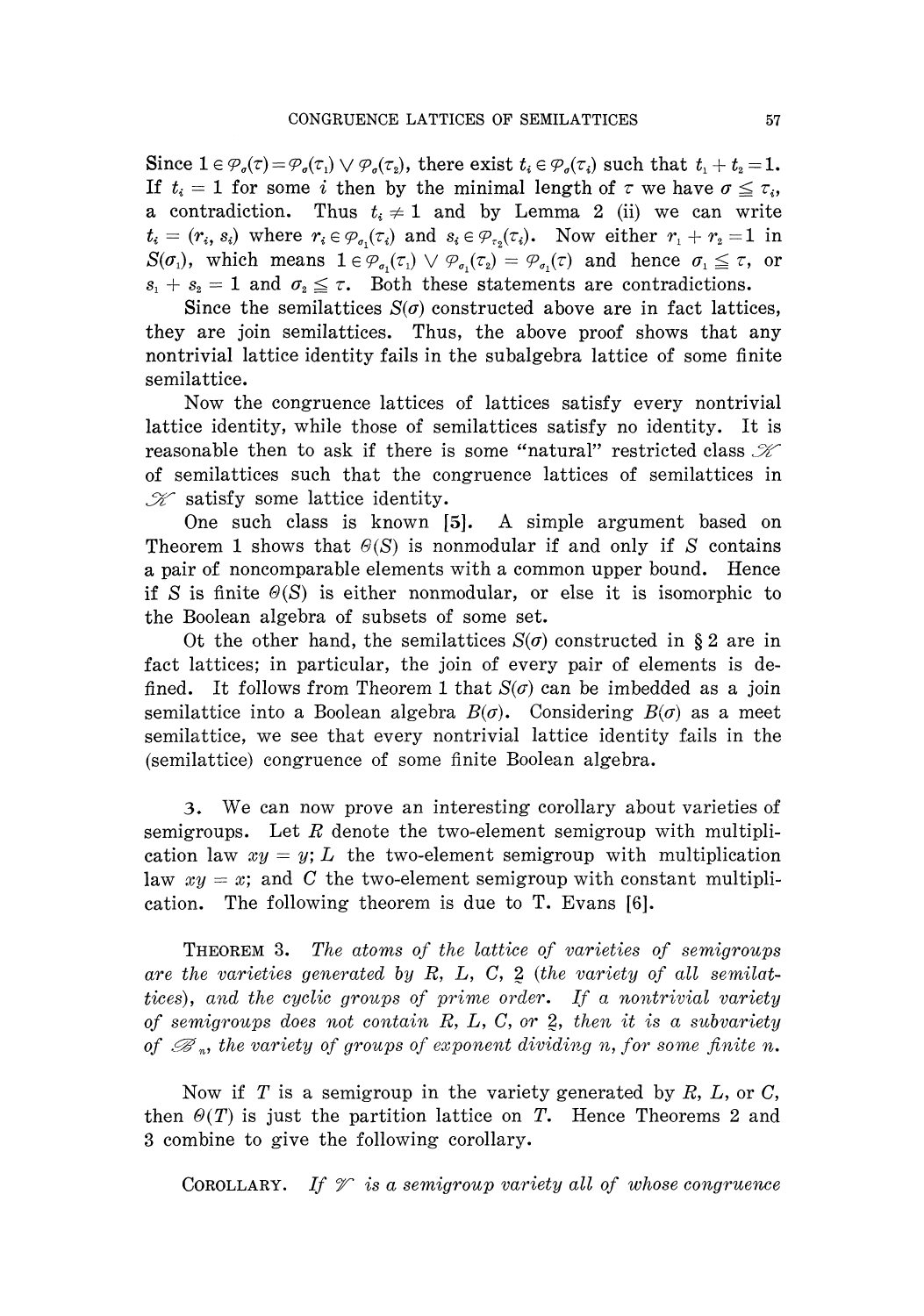Since $1 \in \varphi_\sigma(\tau) = \varphi_\sigma(\tau_1) \vee \varphi_\sigma(\tau_2)$, there exist $t_i \in \varphi_\sigma(\tau_i)$ such that $t_1 + t_2 = 1$. If $t_i = 1$ for some $i$ then by the minimal length of $\tau$ we have $\sigma \leqq \tau_i$, a contradiction. Thus $t_i \neq 1$ and by Lemma 2 (ii) we can write $t_i = (r_i, s_i)$ where $r_i \in \varphi_{\sigma_1}(\tau_i)$ and $s_i \in \varphi_{\tau_2}(\tau_i)$. Now either $r_1 + r_2 = 1$ in $S(\sigma_1)$, which means $1 \in \varphi_{\sigma_1}(\tau_1) \vee \varphi_{\sigma_1}(\tau_2) = \varphi_{\sigma_1}(\tau)$ and hence $\sigma_1 \leqq \tau$, or $s_1 + s_2 = 1$ and $\sigma_2 \leqq \tau$. Both these statements are contradictions.

Since the semilattices $S(\sigma)$ constructed above are in fact lattices, they are join semilattices. Thus, the above proof shows that any nontrivial lattice identity fails in the subalgebra lattice of some finite semilattice.

Now the congruence lattices of lattices satisfy every nontrivial lattice identity, while those of semilattices satisfy no identity. It is reasonable then to ask if there is some "natural" restricted class $\mathscr{K}$ of semilattices such that the congruence lattices of semilattices in $\mathscr{K}$ satisfy some lattice identity.

One such class is known [5]. A simple argument based on Theorem 1 shows that $\Theta(S)$ is nonmodular if and only if $S$ contains a pair of noncomparable elements with a common upper bound. Hence if $S$ is finite $\Theta(S)$ is either nonmodular, or else it is isomorphic to the Boolean algebra of subsets of some set.

Ot the other hand, the semilattices $S(\sigma)$ constructed in § 2 are in fact lattices; in particular, the join of every pair of elements is defined. It follows from Theorem 1 that $S(\sigma)$ can be imbedded as a join semilattice into a Boolean algebra $B(\sigma)$. Considering $B(\sigma)$ as a meet semilattice, we see that every nontrivial lattice identity fails in the (semilattice) congruence of some finite Boolean algebra.

3. We can now prove an interesting corollary about varieties of semigroups. Let $R$ denote the two-element semigroup with multiplication law $xy = y$; $L$ the two-element semigroup with multiplication law $xy = x$; and $C$ the two-element semigroup with constant multiplication. The following theorem is due to T. Evans [6].

THEOREM 3. *The atoms of the lattice of varieties of semigroups are the varieties generated by $R$, $L$, $C$, $\underset{\sim}{2}$ (the variety of all semilattices), and the cyclic groups of prime order. If a nontrivial variety of semigroups does not contain $R$, $L$, $C$, or $\underset{\sim}{2}$, then it is a subvariety of $\mathscr{B}_n$, the variety of groups of exponent dividing $n$, for some finite $n$.*

Now if $T$ is a semigroup in the variety generated by $R$, $L$, or $C$, then $\Theta(T)$ is just the partition lattice on $T$. Hence Theorems 2 and 3 combine to give the following corollary.

COROLLARY. *If $\mathscr{V}$ is a semigroup variety all of whose congruence*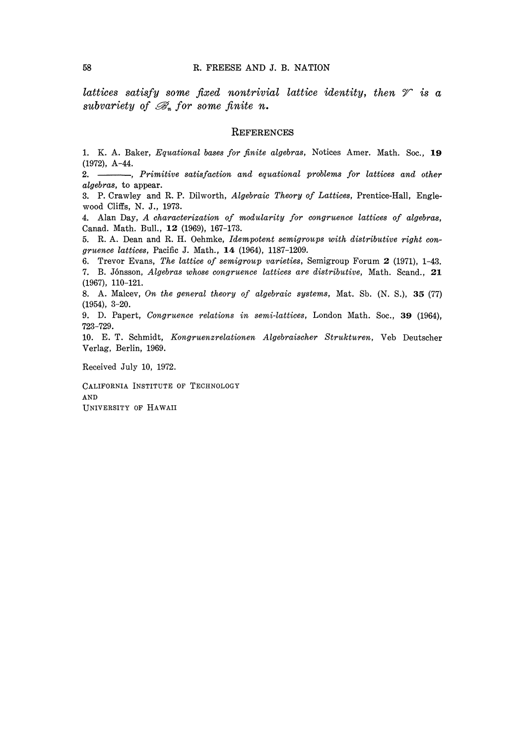*lattices satisfy some fixed nontrivial lattice identity, then $\mathscr{V}$ is a subvariety of $\mathscr{B}_n$ for some finite n.*

## REFERENCES

1. K. A. Baker, *Equational bases for finite algebras*, Notices Amer. Math. Soc., **19** (1972), A-44.
2. ———, *Primitive satisfaction and equational problems for lattices and other algebras*, to appear.
3. P. Crawley and R. P. Dilworth, *Algebraic Theory of Lattices*, Prentice-Hall, Englewood Cliffs, N. J., 1973.
4. Alan Day, *A characterization of modularity for congruence lattices of algebras*, Canad. Math. Bull., **12** (1969), 167-173.
5. R. A. Dean and R. H. Oehmke, *Idempotent semigroups with distributive right congruence lattices*, Pacific J. Math., **14** (1964), 1187-1209.
6. Trevor Evans, *The lattice of semigroup varieties*, Semigroup Forum **2** (1971), 1-43.
7. B. Jónsson, *Algebras whose congruence lattices are distributive*, Math. Scand., **21** (1967), 110-121.
8. A. Malcev, *On the general theory of algebraic systems*, Mat. Sb. (N. S.), **35** (77) (1954), 3-20.
9. D. Papert, *Congruence relations in semi-lattices*, London Math. Soc., **39** (1964), 723-729.
10. E. T. Schmidt, *Kongruenzrelationen Algebraischer Strukturen*, Veb Deutscher Verlag, Berlin, 1969.

Received July 10, 1972.

CALIFORNIA INSTITUTE OF TECHNOLOGY
AND
UNIVERSITY OF HAWAII